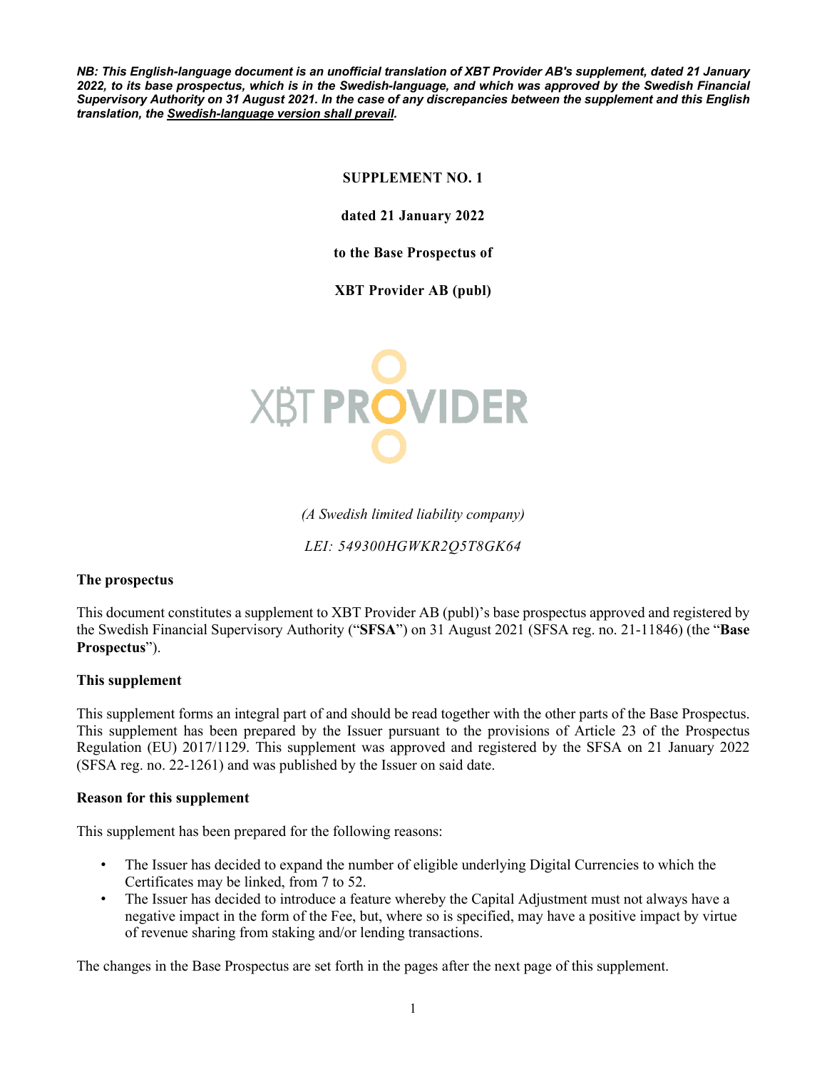***NB: This English-language document is an unofficial translation of XBT Provider AB's supplement, dated 21 January 2022, to its base prospectus, which is in the Swedish-language, and which was approved by the Swedish Financial Supervisory Authority on 31 August 2021. In the case of any discrepancies between the supplement and this English translation, the Swedish-language version shall prevail.***

**SUPPLEMENT NO. 1**

**dated 21 January 2022**

**to the Base Prospectus of**

**XBT Provider AB (publ)**

*(A Swedish limited liability company)*

*LEI: 549300HGWKR2Q5T8GK64*

**The prospectus**

This document constitutes a supplement to XBT Provider AB (publ)'s base prospectus approved and registered by the Swedish Financial Supervisory Authority ("**SFSA**") on 31 August 2021 (SFSA reg. no. 21-11846) (the "**Base Prospectus**").

**This supplement**

This supplement forms an integral part of and should be read together with the other parts of the Base Prospectus. This supplement has been prepared by the Issuer pursuant to the provisions of Article 23 of the Prospectus Regulation (EU) 2017/1129. This supplement was approved and registered by the SFSA on 21 January 2022 (SFSA reg. no. 22-1261) and was published by the Issuer on said date.

**Reason for this supplement**

This supplement has been prepared for the following reasons:

- The Issuer has decided to expand the number of eligible underlying Digital Currencies to which the Certificates may be linked, from 7 to 52.
- The Issuer has decided to introduce a feature whereby the Capital Adjustment must not always have a negative impact in the form of the Fee, but, where so is specified, may have a positive impact by virtue of revenue sharing from staking and/or lending transactions.

The changes in the Base Prospectus are set forth in the pages after the next page of this supplement.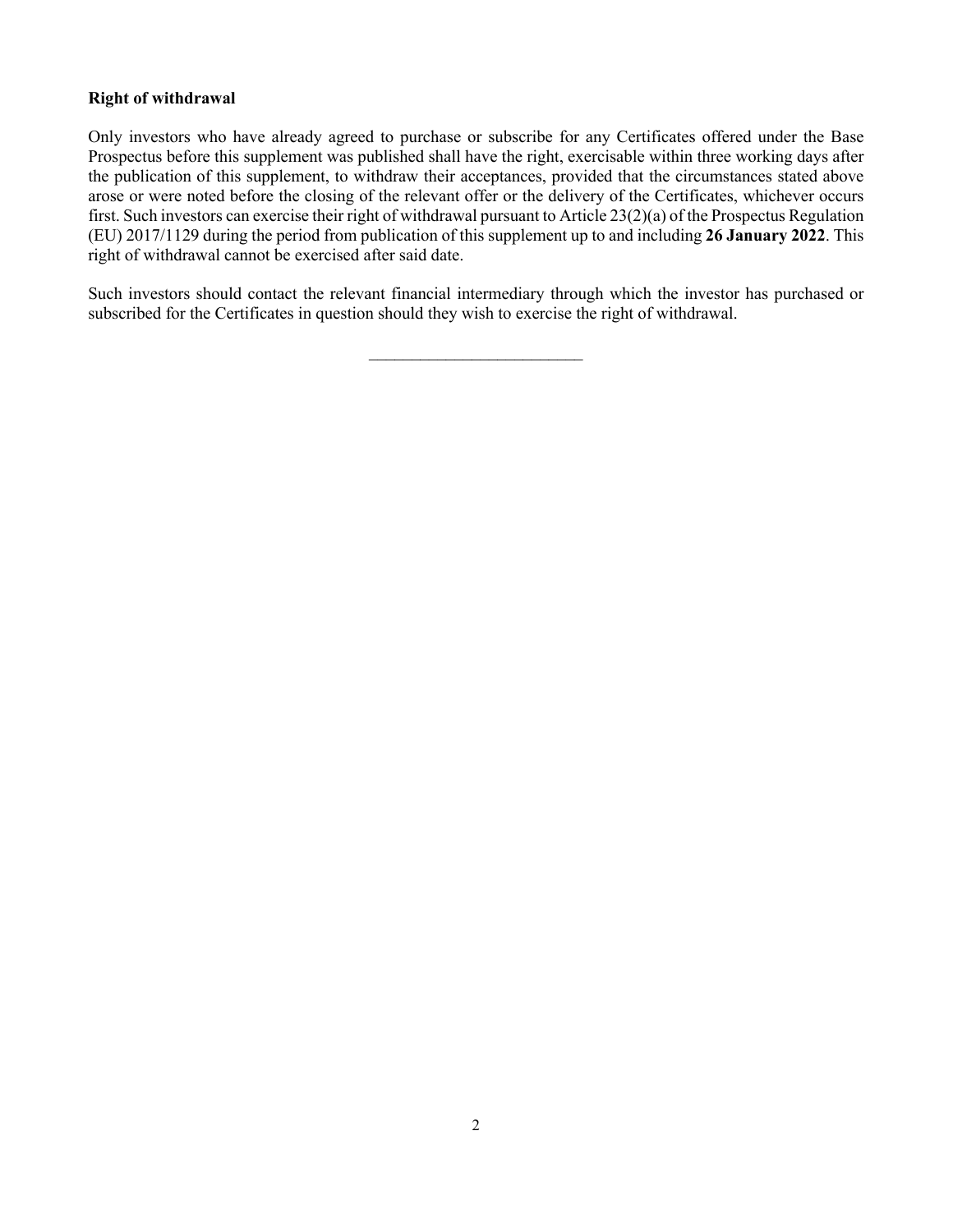**Right of withdrawal**

Only investors who have already agreed to purchase or subscribe for any Certificates offered under the Base Prospectus before this supplement was published shall have the right, exercisable within three working days after the publication of this supplement, to withdraw their acceptances, provided that the circumstances stated above arose or were noted before the closing of the relevant offer or the delivery of the Certificates, whichever occurs first. Such investors can exercise their right of withdrawal pursuant to Article 23(2)(a) of the Prospectus Regulation (EU) 2017/1129 during the period from publication of this supplement up to and including **26 January 2022**. This right of withdrawal cannot be exercised after said date.

Such investors should contact the relevant financial intermediary through which the investor has purchased or subscribed for the Certificates in question should they wish to exercise the right of withdrawal.

---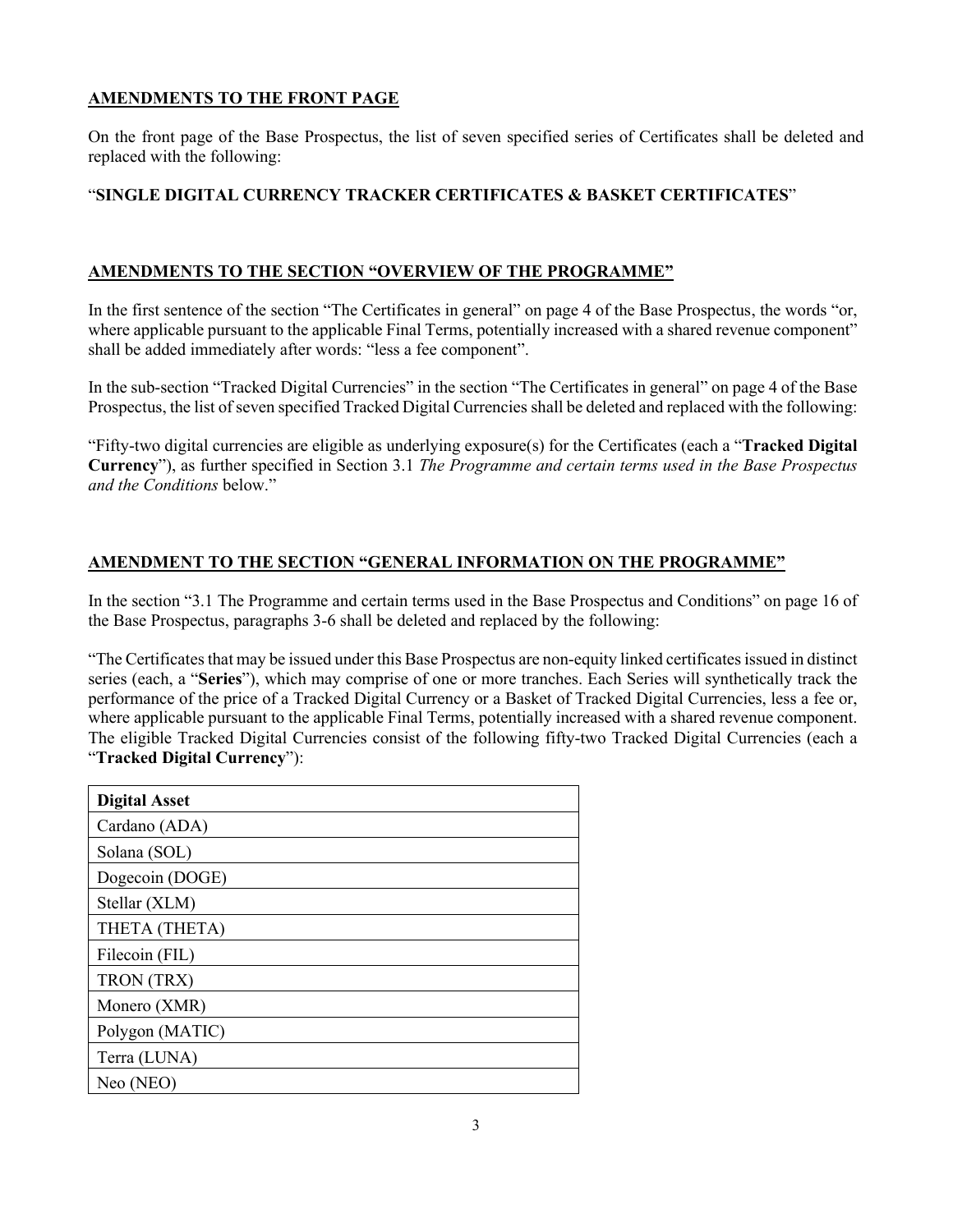## AMENDMENTS TO THE FRONT PAGE

On the front page of the Base Prospectus, the list of seven specified series of Certificates shall be deleted and replaced with the following:

"**SINGLE DIGITAL CURRENCY TRACKER CERTIFICATES & BASKET CERTIFICATES**"

## AMENDMENTS TO THE SECTION "OVERVIEW OF THE PROGRAMME"

In the first sentence of the section "The Certificates in general" on page 4 of the Base Prospectus, the words "or, where applicable pursuant to the applicable Final Terms, potentially increased with a shared revenue component" shall be added immediately after words: "less a fee component".

In the sub-section "Tracked Digital Currencies" in the section "The Certificates in general" on page 4 of the Base Prospectus, the list of seven specified Tracked Digital Currencies shall be deleted and replaced with the following:

"Fifty-two digital currencies are eligible as underlying exposure(s) for the Certificates (each a "**Tracked Digital Currency**"), as further specified in Section 3.1 *The Programme and certain terms used in the Base Prospectus and the Conditions* below."

## AMENDMENT TO THE SECTION "GENERAL INFORMATION ON THE PROGRAMME"

In the section "3.1 The Programme and certain terms used in the Base Prospectus and Conditions" on page 16 of the Base Prospectus, paragraphs 3-6 shall be deleted and replaced by the following:

"The Certificates that may be issued under this Base Prospectus are non-equity linked certificates issued in distinct series (each, a "**Series**"), which may comprise of one or more tranches. Each Series will synthetically track the performance of the price of a Tracked Digital Currency or a Basket of Tracked Digital Currencies, less a fee or, where applicable pursuant to the applicable Final Terms, potentially increased with a shared revenue component. The eligible Tracked Digital Currencies consist of the following fifty-two Tracked Digital Currencies (each a "**Tracked Digital Currency**"):

| **Digital Asset** |
|---|
| Cardano (ADA) |
| Solana (SOL) |
| Dogecoin (DOGE) |
| Stellar (XLM) |
| THETA (THETA) |
| Filecoin (FIL) |
| TRON (TRX) |
| Monero (XMR) |
| Polygon (MATIC) |
| Terra (LUNA) |
| Neo (NEO) |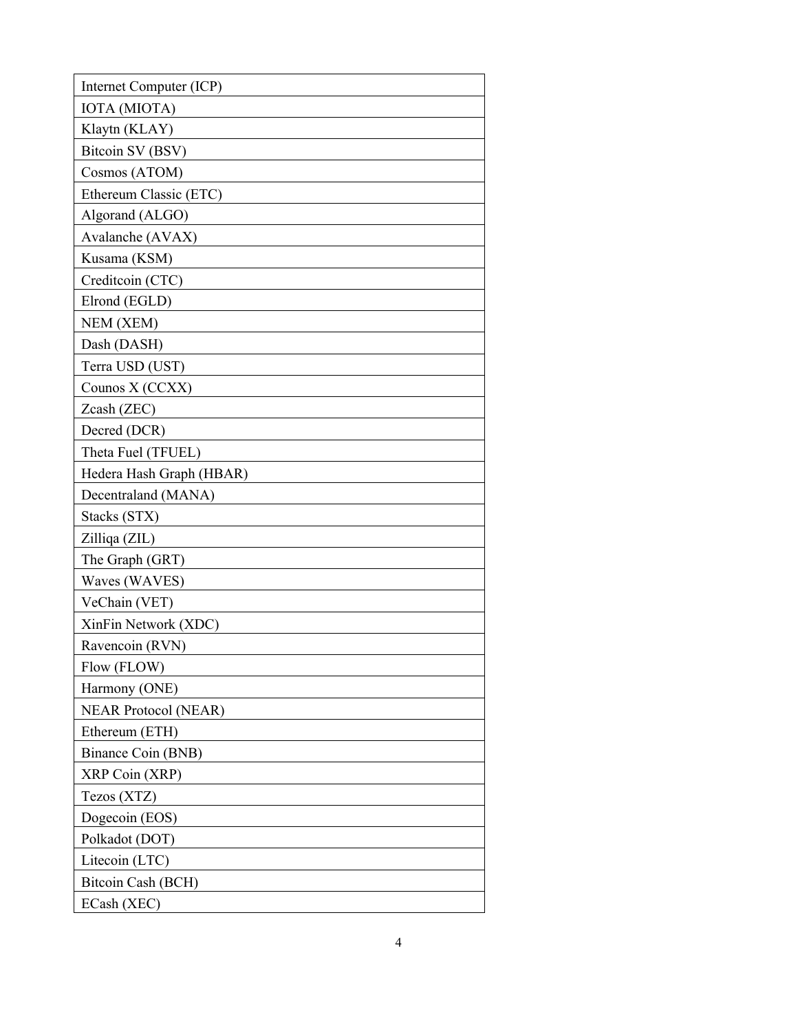| Internet Computer (ICP) |
| --- |
| IOTA (MIOTA) |
| Klaytn (KLAY) |
| Bitcoin SV (BSV) |
| Cosmos (ATOM) |
| Ethereum Classic (ETC) |
| Algorand (ALGO) |
| Avalanche (AVAX) |
| Kusama (KSM) |
| Creditcoin (CTC) |
| Elrond (EGLD) |
| NEM (XEM) |
| Dash (DASH) |
| Terra USD (UST) |
| Counos X (CCXX) |
| Zcash (ZEC) |
| Decred (DCR) |
| Theta Fuel (TFUEL) |
| Hedera Hash Graph (HBAR) |
| Decentraland (MANA) |
| Stacks (STX) |
| Zilliqa (ZIL) |
| The Graph (GRT) |
| Waves (WAVES) |
| VeChain (VET) |
| XinFin Network (XDC) |
| Ravencoin (RVN) |
| Flow (FLOW) |
| Harmony (ONE) |
| NEAR Protocol (NEAR) |
| Ethereum (ETH) |
| Binance Coin (BNB) |
| XRP Coin (XRP) |
| Tezos (XTZ) |
| Dogecoin (EOS) |
| Polkadot (DOT) |
| Litecoin (LTC) |
| Bitcoin Cash (BCH) |
| ECash (XEC) |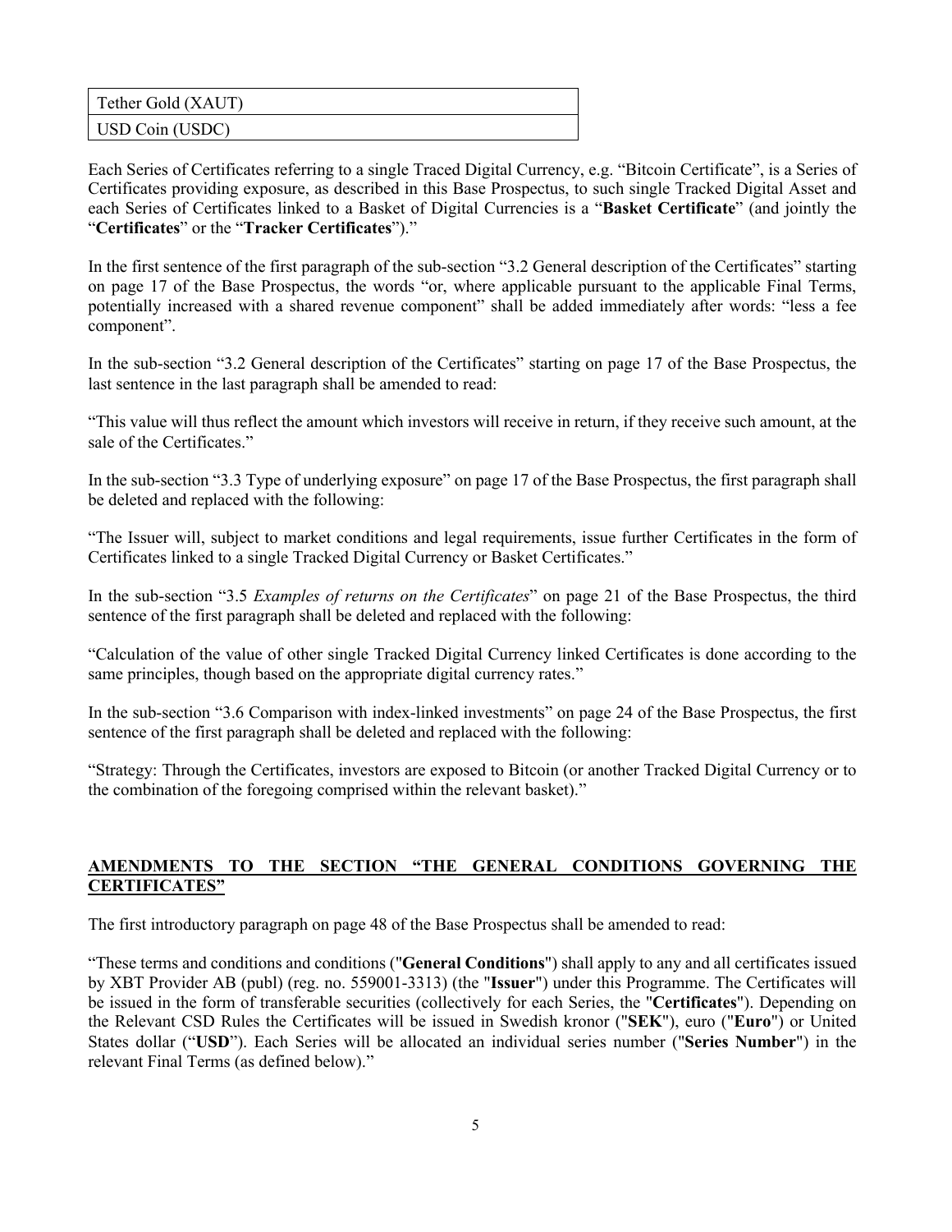| Tether Gold (XAUT) |
| --- |
| USD Coin (USDC) |

Each Series of Certificates referring to a single Traced Digital Currency, e.g. "Bitcoin Certificate", is a Series of Certificates providing exposure, as described in this Base Prospectus, to such single Tracked Digital Asset and each Series of Certificates linked to a Basket of Digital Currencies is a "**Basket Certificate**" (and jointly the "**Certificates**" or the "**Tracker Certificates**")."

In the first sentence of the first paragraph of the sub-section "3.2 General description of the Certificates" starting on page 17 of the Base Prospectus, the words "or, where applicable pursuant to the applicable Final Terms, potentially increased with a shared revenue component" shall be added immediately after words: "less a fee component".

In the sub-section "3.2 General description of the Certificates" starting on page 17 of the Base Prospectus, the last sentence in the last paragraph shall be amended to read:

"This value will thus reflect the amount which investors will receive in return, if they receive such amount, at the sale of the Certificates."

In the sub-section "3.3 Type of underlying exposure" on page 17 of the Base Prospectus, the first paragraph shall be deleted and replaced with the following:

"The Issuer will, subject to market conditions and legal requirements, issue further Certificates in the form of Certificates linked to a single Tracked Digital Currency or Basket Certificates."

In the sub-section "3.5 *Examples of returns on the Certificates*" on page 21 of the Base Prospectus, the third sentence of the first paragraph shall be deleted and replaced with the following:

"Calculation of the value of other single Tracked Digital Currency linked Certificates is done according to the same principles, though based on the appropriate digital currency rates."

In the sub-section "3.6 Comparison with index-linked investments" on page 24 of the Base Prospectus, the first sentence of the first paragraph shall be deleted and replaced with the following:

"Strategy: Through the Certificates, investors are exposed to Bitcoin (or another Tracked Digital Currency or to the combination of the foregoing comprised within the relevant basket)."

## AMENDMENTS TO THE SECTION "THE GENERAL CONDITIONS GOVERNING THE CERTIFICATES"

The first introductory paragraph on page 48 of the Base Prospectus shall be amended to read:

"These terms and conditions and conditions ("**General Conditions**") shall apply to any and all certificates issued by XBT Provider AB (publ) (reg. no. 559001-3313) (the "**Issuer**") under this Programme. The Certificates will be issued in the form of transferable securities (collectively for each Series, the "**Certificates**"). Depending on the Relevant CSD Rules the Certificates will be issued in Swedish kronor ("**SEK**"), euro ("**Euro**") or United States dollar ("**USD**"). Each Series will be allocated an individual series number ("**Series Number**") in the relevant Final Terms (as defined below)."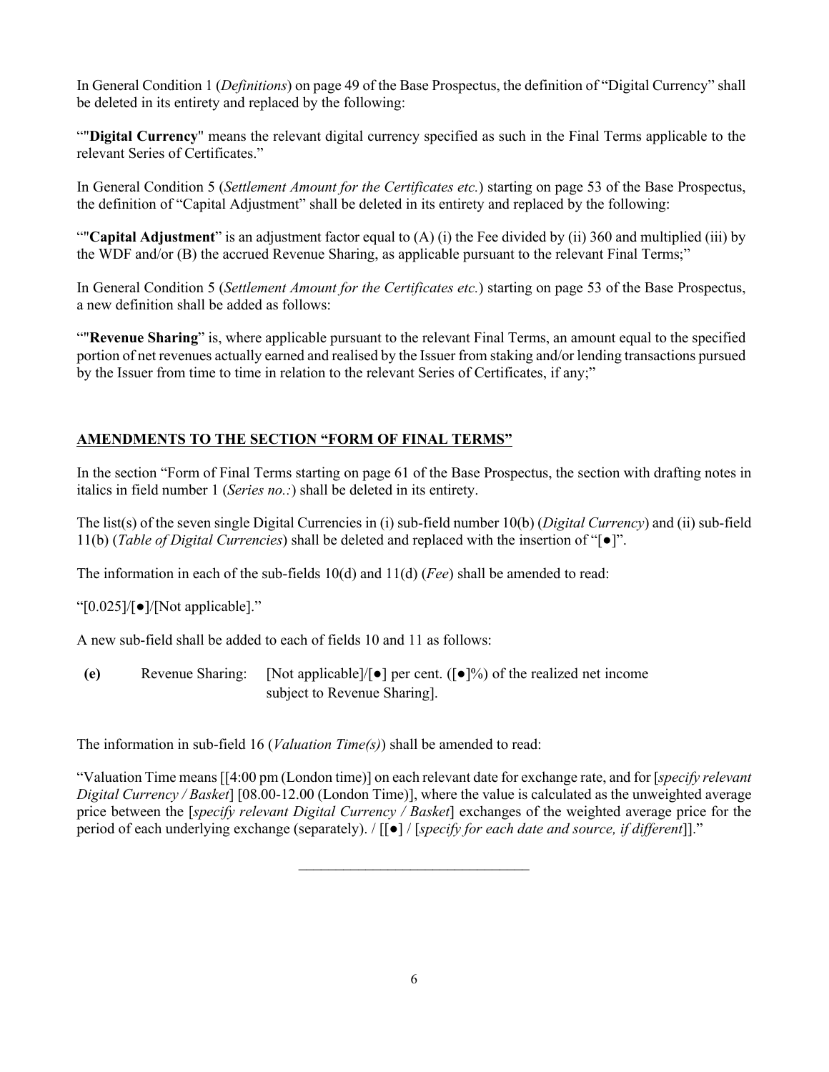In General Condition 1 (*Definitions*) on page 49 of the Base Prospectus, the definition of "Digital Currency" shall be deleted in its entirety and replaced by the following:

""**Digital Currency**" means the relevant digital currency specified as such in the Final Terms applicable to the relevant Series of Certificates."

In General Condition 5 (*Settlement Amount for the Certificates etc.*) starting on page 53 of the Base Prospectus, the definition of "Capital Adjustment" shall be deleted in its entirety and replaced by the following:

""**Capital Adjustment**" is an adjustment factor equal to (A) (i) the Fee divided by (ii) 360 and multiplied (iii) by the WDF and/or (B) the accrued Revenue Sharing, as applicable pursuant to the relevant Final Terms;"

In General Condition 5 (*Settlement Amount for the Certificates etc.*) starting on page 53 of the Base Prospectus, a new definition shall be added as follows:

""**Revenue Sharing**" is, where applicable pursuant to the relevant Final Terms, an amount equal to the specified portion of net revenues actually earned and realised by the Issuer from staking and/or lending transactions pursued by the Issuer from time to time in relation to the relevant Series of Certificates, if any;"

## AMENDMENTS TO THE SECTION "FORM OF FINAL TERMS"

In the section "Form of Final Terms starting on page 61 of the Base Prospectus, the section with drafting notes in italics in field number 1 (*Series no.:*) shall be deleted in its entirety.

The list(s) of the seven single Digital Currencies in (i) sub-field number 10(b) (*Digital Currency*) and (ii) sub-field 11(b) (*Table of Digital Currencies*) shall be deleted and replaced with the insertion of "[●]".

The information in each of the sub-fields 10(d) and 11(d) (*Fee*) shall be amended to read:

"[0.025]/[●]/[Not applicable]."

A new sub-field shall be added to each of fields 10 and 11 as follows:

| | | |
|---|---|---|
| **(e)** | Revenue Sharing: | [Not applicable]/[●] per cent. ([●]%) of the realized net income subject to Revenue Sharing]. |

The information in sub-field 16 (*Valuation Time(s)*) shall be amended to read:

"Valuation Time means [[4:00 pm (London time)] on each relevant date for exchange rate, and for [*specify relevant Digital Currency / Basket*] [08.00-12.00 (London Time)], where the value is calculated as the unweighted average price between the [*specify relevant Digital Currency / Basket*] exchanges of the weighted average price for the period of each underlying exchange (separately). / [[●] / [*specify for each date and source, if different*]]."

---